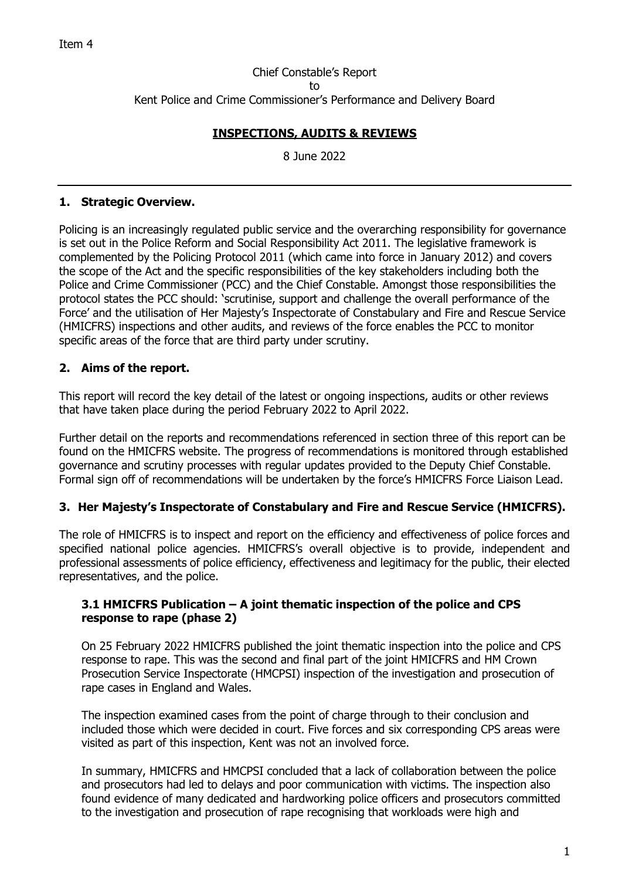Item 4

Chief Constable's Report
to
Kent Police and Crime Commissioner's Performance and Delivery Board

**INSPECTIONS, AUDITS & REVIEWS**

8 June 2022

## 1. Strategic Overview.

Policing is an increasingly regulated public service and the overarching responsibility for governance is set out in the Police Reform and Social Responsibility Act 2011. The legislative framework is complemented by the Policing Protocol 2011 (which came into force in January 2012) and covers the scope of the Act and the specific responsibilities of the key stakeholders including both the Police and Crime Commissioner (PCC) and the Chief Constable. Amongst those responsibilities the protocol states the PCC should: 'scrutinise, support and challenge the overall performance of the Force' and the utilisation of Her Majesty's Inspectorate of Constabulary and Fire and Rescue Service (HMICFRS) inspections and other audits, and reviews of the force enables the PCC to monitor specific areas of the force that are third party under scrutiny.

## 2. Aims of the report.

This report will record the key detail of the latest or ongoing inspections, audits or other reviews that have taken place during the period February 2022 to April 2022.

Further detail on the reports and recommendations referenced in section three of this report can be found on the HMICFRS website. The progress of recommendations is monitored through established governance and scrutiny processes with regular updates provided to the Deputy Chief Constable. Formal sign off of recommendations will be undertaken by the force's HMICFRS Force Liaison Lead.

## 3. Her Majesty's Inspectorate of Constabulary and Fire and Rescue Service (HMICFRS).

The role of HMICFRS is to inspect and report on the efficiency and effectiveness of police forces and specified national police agencies. HMICFRS's overall objective is to provide, independent and professional assessments of police efficiency, effectiveness and legitimacy for the public, their elected representatives, and the police.

### 3.1 HMICFRS Publication – A joint thematic inspection of the police and CPS response to rape (phase 2)

On 25 February 2022 HMICFRS published the joint thematic inspection into the police and CPS response to rape. This was the second and final part of the joint HMICFRS and HM Crown Prosecution Service Inspectorate (HMCPSI) inspection of the investigation and prosecution of rape cases in England and Wales.

The inspection examined cases from the point of charge through to their conclusion and included those which were decided in court. Five forces and six corresponding CPS areas were visited as part of this inspection, Kent was not an involved force.

In summary, HMICFRS and HMCPSI concluded that a lack of collaboration between the police and prosecutors had led to delays and poor communication with victims. The inspection also found evidence of many dedicated and hardworking police officers and prosecutors committed to the investigation and prosecution of rape recognising that workloads were high and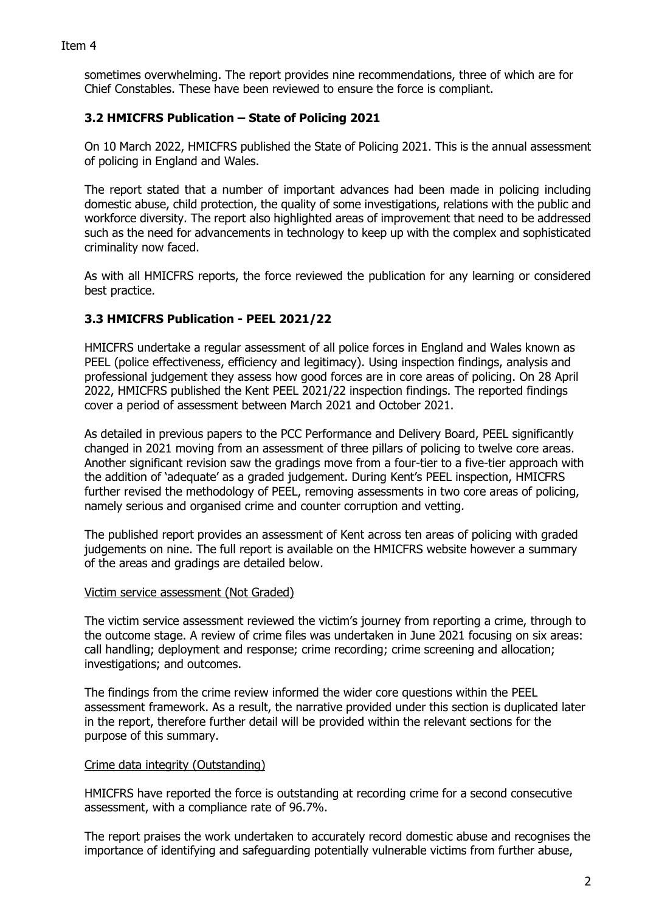sometimes overwhelming. The report provides nine recommendations, three of which are for Chief Constables. These have been reviewed to ensure the force is compliant.

### 3.2 HMICFRS Publication – State of Policing 2021

On 10 March 2022, HMICFRS published the State of Policing 2021. This is the annual assessment of policing in England and Wales.

The report stated that a number of important advances had been made in policing including domestic abuse, child protection, the quality of some investigations, relations with the public and workforce diversity. The report also highlighted areas of improvement that need to be addressed such as the need for advancements in technology to keep up with the complex and sophisticated criminality now faced.

As with all HMICFRS reports, the force reviewed the publication for any learning or considered best practice.

### 3.3 HMICFRS Publication - PEEL 2021/22

HMICFRS undertake a regular assessment of all police forces in England and Wales known as PEEL (police effectiveness, efficiency and legitimacy). Using inspection findings, analysis and professional judgement they assess how good forces are in core areas of policing. On 28 April 2022, HMICFRS published the Kent PEEL 2021/22 inspection findings. The reported findings cover a period of assessment between March 2021 and October 2021.

As detailed in previous papers to the PCC Performance and Delivery Board, PEEL significantly changed in 2021 moving from an assessment of three pillars of policing to twelve core areas. Another significant revision saw the gradings move from a four-tier to a five-tier approach with the addition of 'adequate' as a graded judgement. During Kent's PEEL inspection, HMICFRS further revised the methodology of PEEL, removing assessments in two core areas of policing, namely serious and organised crime and counter corruption and vetting.

The published report provides an assessment of Kent across ten areas of policing with graded judgements on nine. The full report is available on the HMICFRS website however a summary of the areas and gradings are detailed below.

<u>Victim service assessment (Not Graded)</u>

The victim service assessment reviewed the victim's journey from reporting a crime, through to the outcome stage. A review of crime files was undertaken in June 2021 focusing on six areas: call handling; deployment and response; crime recording; crime screening and allocation; investigations; and outcomes.

The findings from the crime review informed the wider core questions within the PEEL assessment framework. As a result, the narrative provided under this section is duplicated later in the report, therefore further detail will be provided within the relevant sections for the purpose of this summary.

<u>Crime data integrity (Outstanding)</u>

HMICFRS have reported the force is outstanding at recording crime for a second consecutive assessment, with a compliance rate of 96.7%.

The report praises the work undertaken to accurately record domestic abuse and recognises the importance of identifying and safeguarding potentially vulnerable victims from further abuse,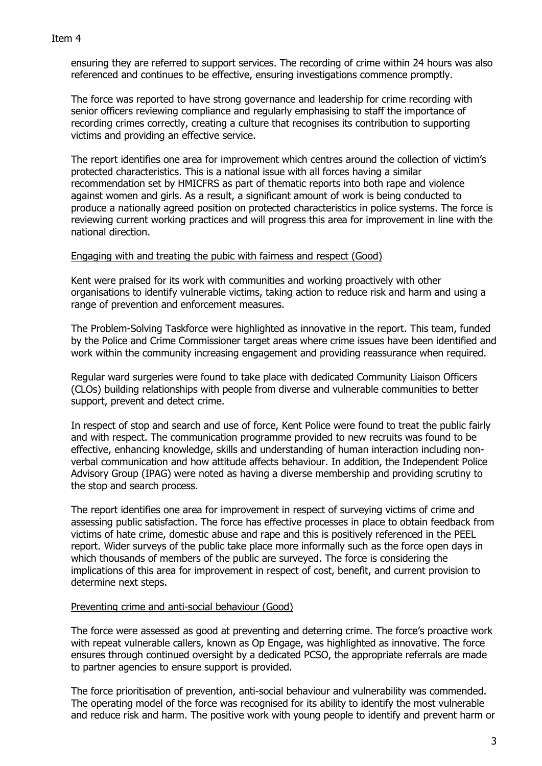ensuring they are referred to support services. The recording of crime within 24 hours was also referenced and continues to be effective, ensuring investigations commence promptly.

The force was reported to have strong governance and leadership for crime recording with senior officers reviewing compliance and regularly emphasising to staff the importance of recording crimes correctly, creating a culture that recognises its contribution to supporting victims and providing an effective service.

The report identifies one area for improvement which centres around the collection of victim's protected characteristics. This is a national issue with all forces having a similar recommendation set by HMICFRS as part of thematic reports into both rape and violence against women and girls. As a result, a significant amount of work is being conducted to produce a nationally agreed position on protected characteristics in police systems. The force is reviewing current working practices and will progress this area for improvement in line with the national direction.

<u>Engaging with and treating the pubic with fairness and respect (Good)</u>

Kent were praised for its work with communities and working proactively with other organisations to identify vulnerable victims, taking action to reduce risk and harm and using a range of prevention and enforcement measures.

The Problem-Solving Taskforce were highlighted as innovative in the report. This team, funded by the Police and Crime Commissioner target areas where crime issues have been identified and work within the community increasing engagement and providing reassurance when required.

Regular ward surgeries were found to take place with dedicated Community Liaison Officers (CLOs) building relationships with people from diverse and vulnerable communities to better support, prevent and detect crime.

In respect of stop and search and use of force, Kent Police were found to treat the public fairly and with respect. The communication programme provided to new recruits was found to be effective, enhancing knowledge, skills and understanding of human interaction including non-verbal communication and how attitude affects behaviour. In addition, the Independent Police Advisory Group (IPAG) were noted as having a diverse membership and providing scrutiny to the stop and search process.

The report identifies one area for improvement in respect of surveying victims of crime and assessing public satisfaction. The force has effective processes in place to obtain feedback from victims of hate crime, domestic abuse and rape and this is positively referenced in the PEEL report. Wider surveys of the public take place more informally such as the force open days in which thousands of members of the public are surveyed. The force is considering the implications of this area for improvement in respect of cost, benefit, and current provision to determine next steps.

<u>Preventing crime and anti-social behaviour (Good)</u>

The force were assessed as good at preventing and deterring crime. The force's proactive work with repeat vulnerable callers, known as Op Engage, was highlighted as innovative. The force ensures through continued oversight by a dedicated PCSO, the appropriate referrals are made to partner agencies to ensure support is provided.

The force prioritisation of prevention, anti-social behaviour and vulnerability was commended. The operating model of the force was recognised for its ability to identify the most vulnerable and reduce risk and harm. The positive work with young people to identify and prevent harm or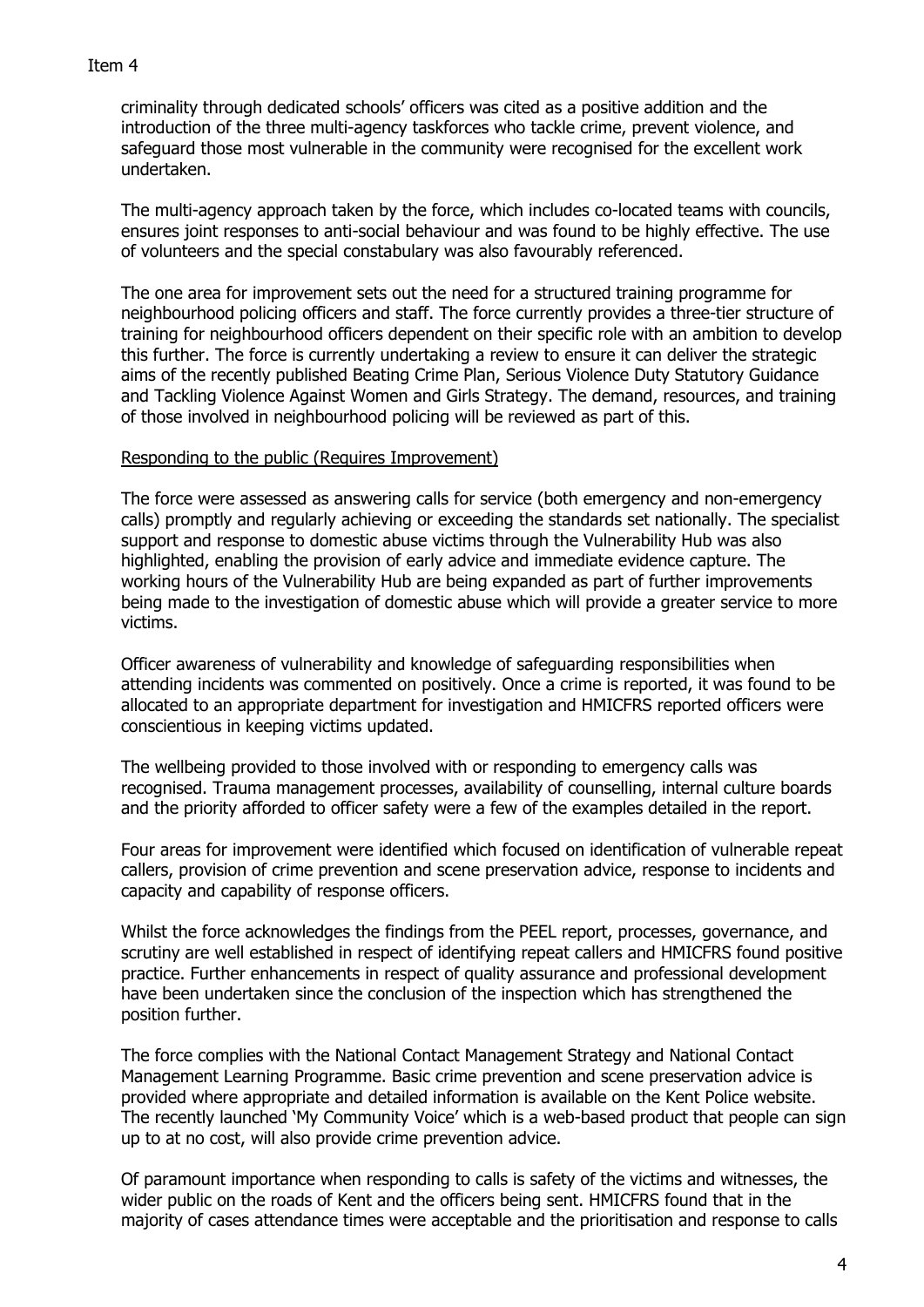criminality through dedicated schools' officers was cited as a positive addition and the introduction of the three multi-agency taskforces who tackle crime, prevent violence, and safeguard those most vulnerable in the community were recognised for the excellent work undertaken.

The multi-agency approach taken by the force, which includes co-located teams with councils, ensures joint responses to anti-social behaviour and was found to be highly effective. The use of volunteers and the special constabulary was also favourably referenced.

The one area for improvement sets out the need for a structured training programme for neighbourhood policing officers and staff. The force currently provides a three-tier structure of training for neighbourhood officers dependent on their specific role with an ambition to develop this further. The force is currently undertaking a review to ensure it can deliver the strategic aims of the recently published Beating Crime Plan, Serious Violence Duty Statutory Guidance and Tackling Violence Against Women and Girls Strategy. The demand, resources, and training of those involved in neighbourhood policing will be reviewed as part of this.

<u>Responding to the public (Requires Improvement)</u>

The force were assessed as answering calls for service (both emergency and non-emergency calls) promptly and regularly achieving or exceeding the standards set nationally. The specialist support and response to domestic abuse victims through the Vulnerability Hub was also highlighted, enabling the provision of early advice and immediate evidence capture. The working hours of the Vulnerability Hub are being expanded as part of further improvements being made to the investigation of domestic abuse which will provide a greater service to more victims.

Officer awareness of vulnerability and knowledge of safeguarding responsibilities when attending incidents was commented on positively. Once a crime is reported, it was found to be allocated to an appropriate department for investigation and HMICFRS reported officers were conscientious in keeping victims updated.

The wellbeing provided to those involved with or responding to emergency calls was recognised. Trauma management processes, availability of counselling, internal culture boards and the priority afforded to officer safety were a few of the examples detailed in the report.

Four areas for improvement were identified which focused on identification of vulnerable repeat callers, provision of crime prevention and scene preservation advice, response to incidents and capacity and capability of response officers.

Whilst the force acknowledges the findings from the PEEL report, processes, governance, and scrutiny are well established in respect of identifying repeat callers and HMICFRS found positive practice. Further enhancements in respect of quality assurance and professional development have been undertaken since the conclusion of the inspection which has strengthened the position further.

The force complies with the National Contact Management Strategy and National Contact Management Learning Programme. Basic crime prevention and scene preservation advice is provided where appropriate and detailed information is available on the Kent Police website. The recently launched 'My Community Voice' which is a web-based product that people can sign up to at no cost, will also provide crime prevention advice.

Of paramount importance when responding to calls is safety of the victims and witnesses, the wider public on the roads of Kent and the officers being sent. HMICFRS found that in the majority of cases attendance times were acceptable and the prioritisation and response to calls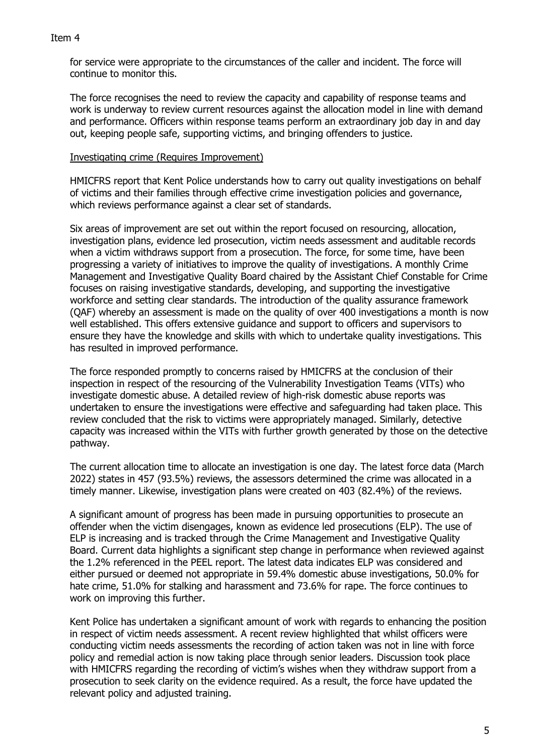for service were appropriate to the circumstances of the caller and incident. The force will continue to monitor this.

The force recognises the need to review the capacity and capability of response teams and work is underway to review current resources against the allocation model in line with demand and performance. Officers within response teams perform an extraordinary job day in and day out, keeping people safe, supporting victims, and bringing offenders to justice.

Investigating crime (Requires Improvement)

HMICFRS report that Kent Police understands how to carry out quality investigations on behalf of victims and their families through effective crime investigation policies and governance, which reviews performance against a clear set of standards.

Six areas of improvement are set out within the report focused on resourcing, allocation, investigation plans, evidence led prosecution, victim needs assessment and auditable records when a victim withdraws support from a prosecution. The force, for some time, have been progressing a variety of initiatives to improve the quality of investigations. A monthly Crime Management and Investigative Quality Board chaired by the Assistant Chief Constable for Crime focuses on raising investigative standards, developing, and supporting the investigative workforce and setting clear standards. The introduction of the quality assurance framework (QAF) whereby an assessment is made on the quality of over 400 investigations a month is now well established. This offers extensive guidance and support to officers and supervisors to ensure they have the knowledge and skills with which to undertake quality investigations. This has resulted in improved performance.

The force responded promptly to concerns raised by HMICFRS at the conclusion of their inspection in respect of the resourcing of the Vulnerability Investigation Teams (VITs) who investigate domestic abuse. A detailed review of high-risk domestic abuse reports was undertaken to ensure the investigations were effective and safeguarding had taken place. This review concluded that the risk to victims were appropriately managed. Similarly, detective capacity was increased within the VITs with further growth generated by those on the detective pathway.

The current allocation time to allocate an investigation is one day. The latest force data (March 2022) states in 457 (93.5%) reviews, the assessors determined the crime was allocated in a timely manner. Likewise, investigation plans were created on 403 (82.4%) of the reviews.

A significant amount of progress has been made in pursuing opportunities to prosecute an offender when the victim disengages, known as evidence led prosecutions (ELP). The use of ELP is increasing and is tracked through the Crime Management and Investigative Quality Board. Current data highlights a significant step change in performance when reviewed against the 1.2% referenced in the PEEL report. The latest data indicates ELP was considered and either pursued or deemed not appropriate in 59.4% domestic abuse investigations, 50.0% for hate crime, 51.0% for stalking and harassment and 73.6% for rape. The force continues to work on improving this further.

Kent Police has undertaken a significant amount of work with regards to enhancing the position in respect of victim needs assessment. A recent review highlighted that whilst officers were conducting victim needs assessments the recording of action taken was not in line with force policy and remedial action is now taking place through senior leaders. Discussion took place with HMICFRS regarding the recording of victim's wishes when they withdraw support from a prosecution to seek clarity on the evidence required. As a result, the force have updated the relevant policy and adjusted training.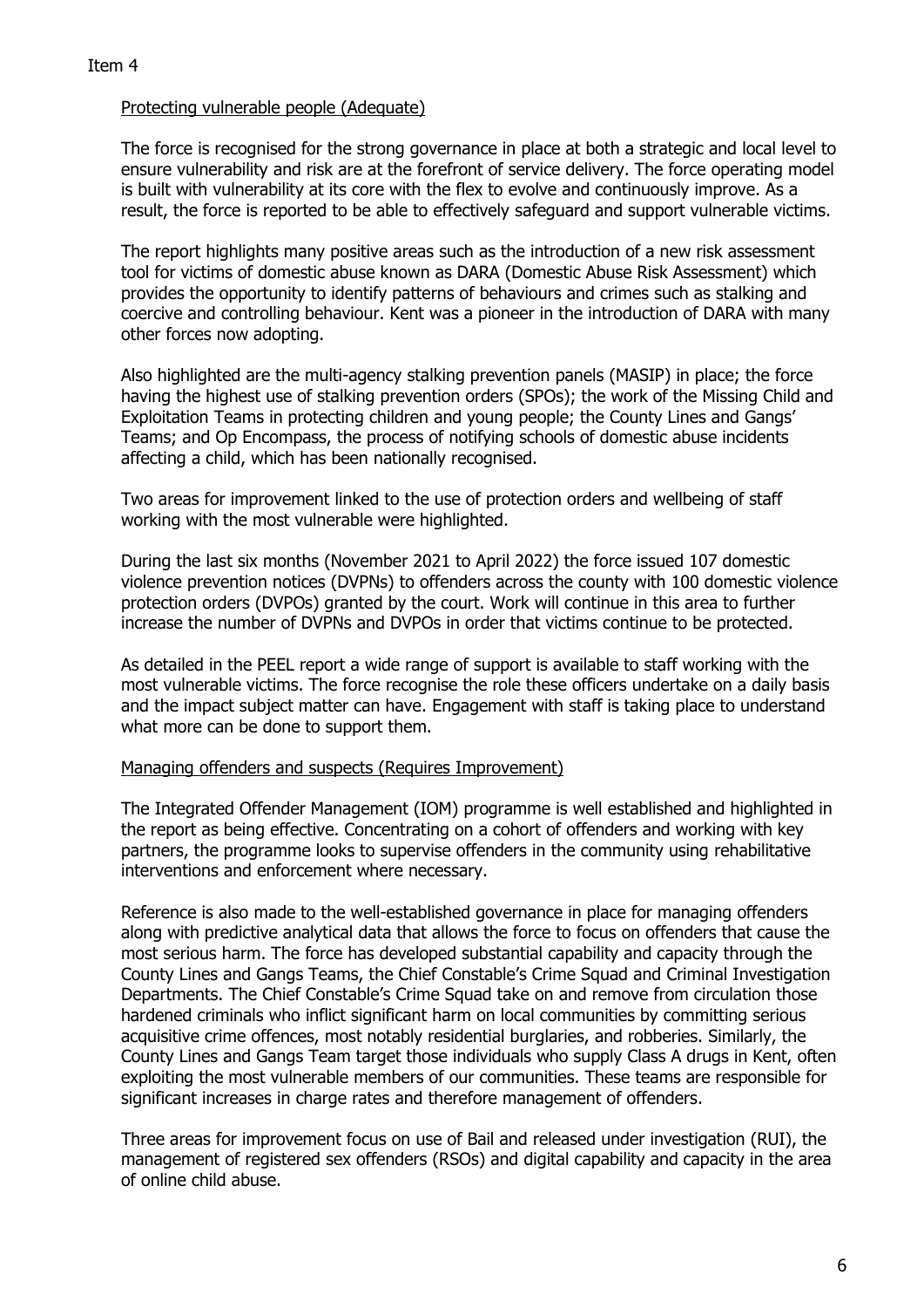Item 4

## Protecting vulnerable people (Adequate)

The force is recognised for the strong governance in place at both a strategic and local level to ensure vulnerability and risk are at the forefront of service delivery. The force operating model is built with vulnerability at its core with the flex to evolve and continuously improve. As a result, the force is reported to be able to effectively safeguard and support vulnerable victims.

The report highlights many positive areas such as the introduction of a new risk assessment tool for victims of domestic abuse known as DARA (Domestic Abuse Risk Assessment) which provides the opportunity to identify patterns of behaviours and crimes such as stalking and coercive and controlling behaviour. Kent was a pioneer in the introduction of DARA with many other forces now adopting.

Also highlighted are the multi-agency stalking prevention panels (MASIP) in place; the force having the highest use of stalking prevention orders (SPOs); the work of the Missing Child and Exploitation Teams in protecting children and young people; the County Lines and Gangs' Teams; and Op Encompass, the process of notifying schools of domestic abuse incidents affecting a child, which has been nationally recognised.

Two areas for improvement linked to the use of protection orders and wellbeing of staff working with the most vulnerable were highlighted.

During the last six months (November 2021 to April 2022) the force issued 107 domestic violence prevention notices (DVPNs) to offenders across the county with 100 domestic violence protection orders (DVPOs) granted by the court. Work will continue in this area to further increase the number of DVPNs and DVPOs in order that victims continue to be protected.

As detailed in the PEEL report a wide range of support is available to staff working with the most vulnerable victims. The force recognise the role these officers undertake on a daily basis and the impact subject matter can have. Engagement with staff is taking place to understand what more can be done to support them.

## Managing offenders and suspects (Requires Improvement)

The Integrated Offender Management (IOM) programme is well established and highlighted in the report as being effective. Concentrating on a cohort of offenders and working with key partners, the programme looks to supervise offenders in the community using rehabilitative interventions and enforcement where necessary.

Reference is also made to the well-established governance in place for managing offenders along with predictive analytical data that allows the force to focus on offenders that cause the most serious harm. The force has developed substantial capability and capacity through the County Lines and Gangs Teams, the Chief Constable's Crime Squad and Criminal Investigation Departments. The Chief Constable's Crime Squad take on and remove from circulation those hardened criminals who inflict significant harm on local communities by committing serious acquisitive crime offences, most notably residential burglaries, and robberies. Similarly, the County Lines and Gangs Team target those individuals who supply Class A drugs in Kent, often exploiting the most vulnerable members of our communities. These teams are responsible for significant increases in charge rates and therefore management of offenders.

Three areas for improvement focus on use of Bail and released under investigation (RUI), the management of registered sex offenders (RSOs) and digital capability and capacity in the area of online child abuse.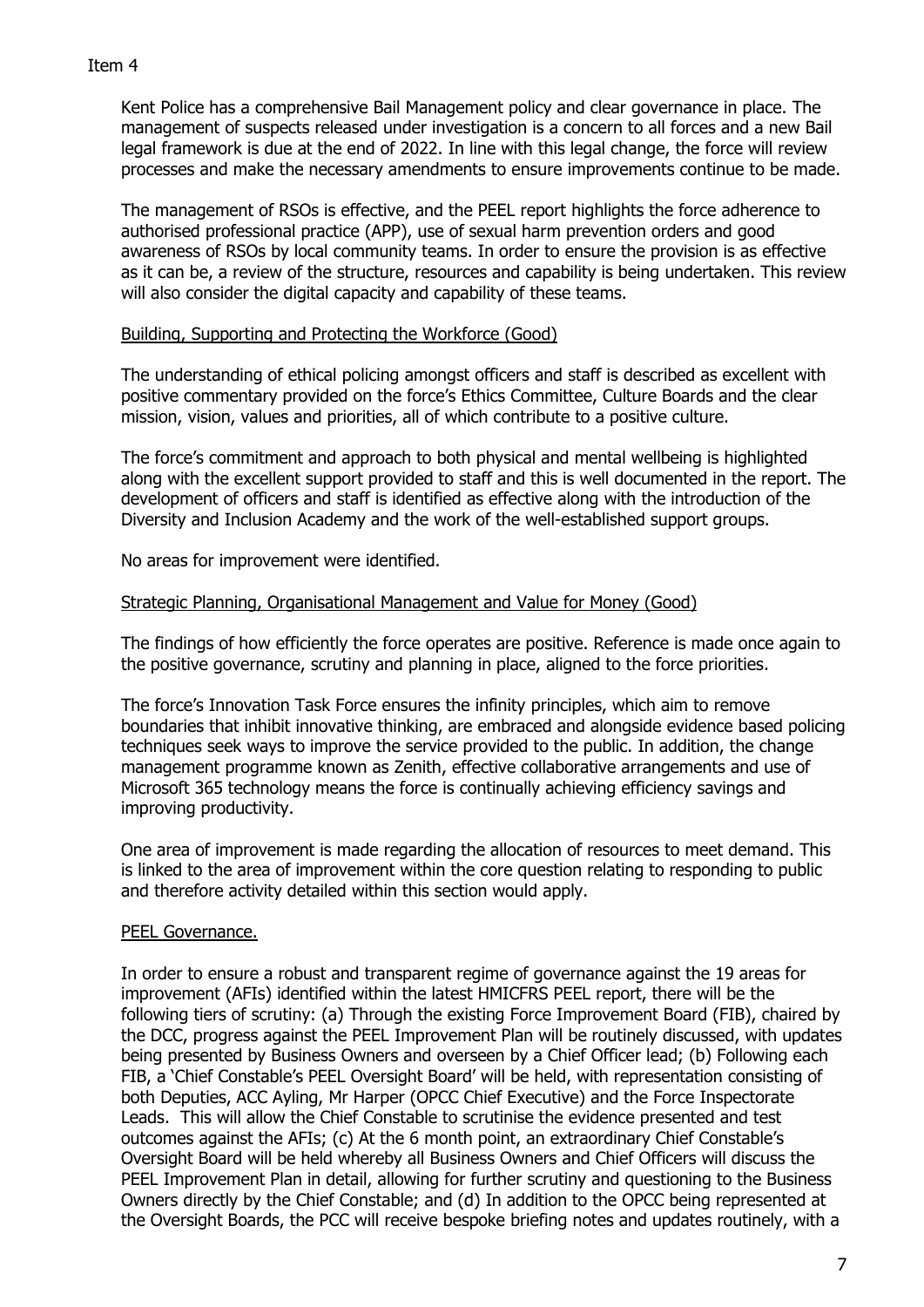Item 4

Kent Police has a comprehensive Bail Management policy and clear governance in place. The management of suspects released under investigation is a concern to all forces and a new Bail legal framework is due at the end of 2022. In line with this legal change, the force will review processes and make the necessary amendments to ensure improvements continue to be made.

The management of RSOs is effective, and the PEEL report highlights the force adherence to authorised professional practice (APP), use of sexual harm prevention orders and good awareness of RSOs by local community teams. In order to ensure the provision is as effective as it can be, a review of the structure, resources and capability is being undertaken. This review will also consider the digital capacity and capability of these teams.

Building, Supporting and Protecting the Workforce (Good)

The understanding of ethical policing amongst officers and staff is described as excellent with positive commentary provided on the force's Ethics Committee, Culture Boards and the clear mission, vision, values and priorities, all of which contribute to a positive culture.

The force's commitment and approach to both physical and mental wellbeing is highlighted along with the excellent support provided to staff and this is well documented in the report. The development of officers and staff is identified as effective along with the introduction of the Diversity and Inclusion Academy and the work of the well-established support groups.

No areas for improvement were identified.

Strategic Planning, Organisational Management and Value for Money (Good)

The findings of how efficiently the force operates are positive. Reference is made once again to the positive governance, scrutiny and planning in place, aligned to the force priorities.

The force's Innovation Task Force ensures the infinity principles, which aim to remove boundaries that inhibit innovative thinking, are embraced and alongside evidence based policing techniques seek ways to improve the service provided to the public. In addition, the change management programme known as Zenith, effective collaborative arrangements and use of Microsoft 365 technology means the force is continually achieving efficiency savings and improving productivity.

One area of improvement is made regarding the allocation of resources to meet demand. This is linked to the area of improvement within the core question relating to responding to public and therefore activity detailed within this section would apply.

PEEL Governance.

In order to ensure a robust and transparent regime of governance against the 19 areas for improvement (AFIs) identified within the latest HMICFRS PEEL report, there will be the following tiers of scrutiny: (a) Through the existing Force Improvement Board (FIB), chaired by the DCC, progress against the PEEL Improvement Plan will be routinely discussed, with updates being presented by Business Owners and overseen by a Chief Officer lead; (b) Following each FIB, a 'Chief Constable's PEEL Oversight Board' will be held, with representation consisting of both Deputies, ACC Ayling, Mr Harper (OPCC Chief Executive) and the Force Inspectorate Leads. This will allow the Chief Constable to scrutinise the evidence presented and test outcomes against the AFIs; (c) At the 6 month point, an extraordinary Chief Constable's Oversight Board will be held whereby all Business Owners and Chief Officers will discuss the PEEL Improvement Plan in detail, allowing for further scrutiny and questioning to the Business Owners directly by the Chief Constable; and (d) In addition to the OPCC being represented at the Oversight Boards, the PCC will receive bespoke briefing notes and updates routinely, with a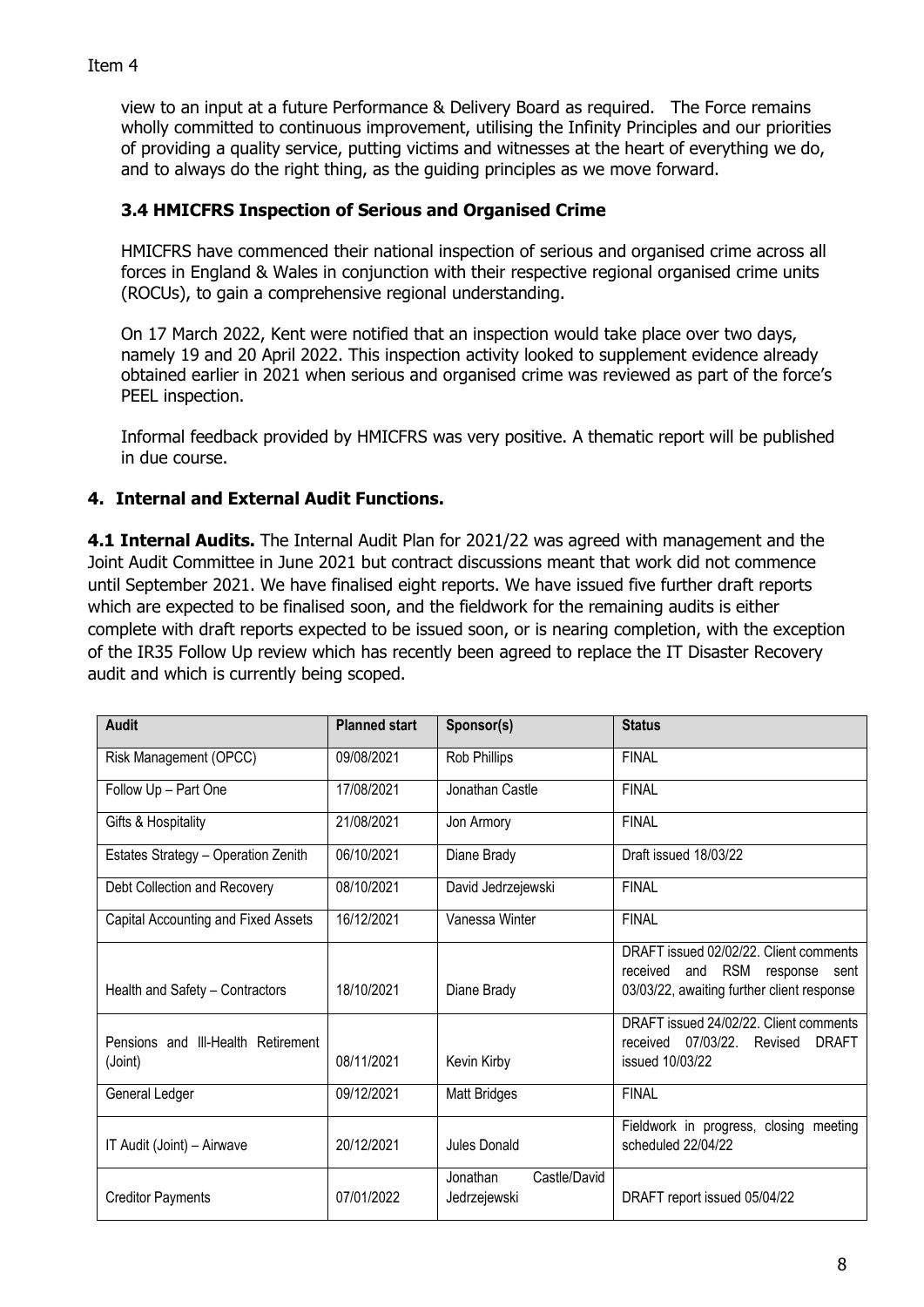Item 4

view to an input at a future Performance & Delivery Board as required. The Force remains wholly committed to continuous improvement, utilising the Infinity Principles and our priorities of providing a quality service, putting victims and witnesses at the heart of everything we do, and to always do the right thing, as the guiding principles as we move forward.

### 3.4 HMICFRS Inspection of Serious and Organised Crime

HMICFRS have commenced their national inspection of serious and organised crime across all forces in England & Wales in conjunction with their respective regional organised crime units (ROCUs), to gain a comprehensive regional understanding.

On 17 March 2022, Kent were notified that an inspection would take place over two days, namely 19 and 20 April 2022. This inspection activity looked to supplement evidence already obtained earlier in 2021 when serious and organised crime was reviewed as part of the force's PEEL inspection.

Informal feedback provided by HMICFRS was very positive. A thematic report will be published in due course.

## 4. Internal and External Audit Functions.

**4.1 Internal Audits.** The Internal Audit Plan for 2021/22 was agreed with management and the Joint Audit Committee in June 2021 but contract discussions meant that work did not commence until September 2021. We have finalised eight reports. We have issued five further draft reports which are expected to be finalised soon, and the fieldwork for the remaining audits is either complete with draft reports expected to be issued soon, or is nearing completion, with the exception of the IR35 Follow Up review which has recently been agreed to replace the IT Disaster Recovery audit and which is currently being scoped.

| Audit | Planned start | Sponsor(s) | Status |
|---|---|---|---|
| Risk Management (OPCC) | 09/08/2021 | Rob Phillips | FINAL |
| Follow Up – Part One | 17/08/2021 | Jonathan Castle | FINAL |
| Gifts & Hospitality | 21/08/2021 | Jon Armory | FINAL |
| Estates Strategy – Operation Zenith | 06/10/2021 | Diane Brady | Draft issued 18/03/22 |
| Debt Collection and Recovery | 08/10/2021 | David Jedrzejewski | FINAL |
| Capital Accounting and Fixed Assets | 16/12/2021 | Vanessa Winter | FINAL |
| Health and Safety – Contractors | 18/10/2021 | Diane Brady | DRAFT issued 02/02/22. Client comments received and RSM response sent 03/03/22, awaiting further client response |
| Pensions and Ill-Health Retirement (Joint) | 08/11/2021 | Kevin Kirby | DRAFT issued 24/02/22. Client comments received 07/03/22. Revised DRAFT issued 10/03/22 |
| General Ledger | 09/12/2021 | Matt Bridges | FINAL |
| IT Audit (Joint) – Airwave | 20/12/2021 | Jules Donald | Fieldwork in progress, closing meeting scheduled 22/04/22 |
| Creditor Payments | 07/01/2022 | Jonathan Castle/David Jedrzejewski | DRAFT report issued 05/04/22 |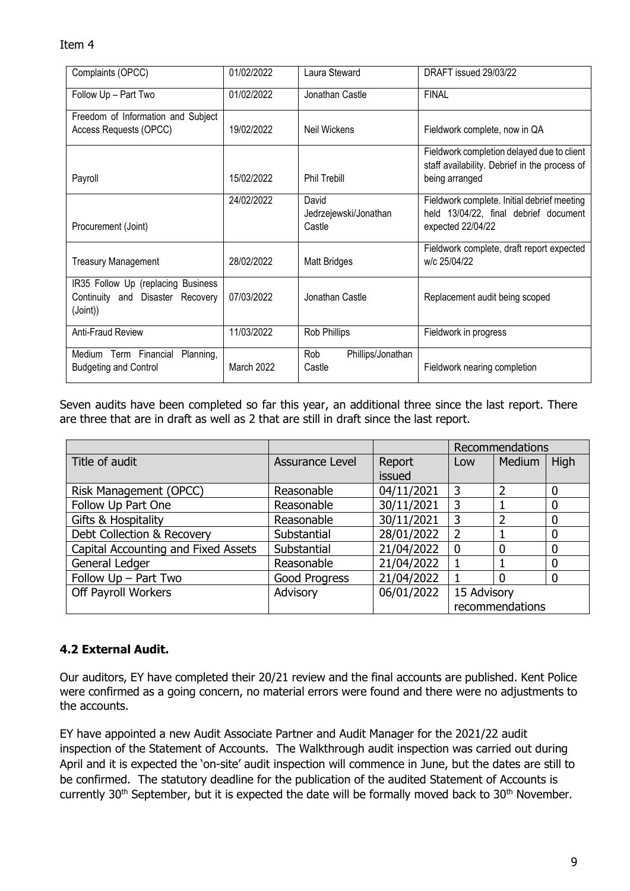Item 4

| Complaints (OPCC) | 01/02/2022 | Laura Steward | DRAFT issued 29/03/22 |
|---|---|---|---|
| Follow Up – Part Two | 01/02/2022 | Jonathan Castle | FINAL |
| Freedom of Information and Subject Access Requests (OPCC) | 19/02/2022 | Neil Wickens | Fieldwork complete, now in QA |
| Payroll | 15/02/2022 | Phil Trebill | Fieldwork completion delayed due to client staff availability. Debrief in the process of being arranged |
| Procurement (Joint) | 24/02/2022 | David Jedrzejewski/Jonathan Castle | Fieldwork complete. Initial debrief meeting held 13/04/22, final debrief document expected 22/04/22 |
| Treasury Management | 28/02/2022 | Matt Bridges | Fieldwork complete, draft report expected w/c 25/04/22 |
| IR35 Follow Up (replacing Business Continuity and Disaster Recovery (Joint)) | 07/03/2022 | Jonathan Castle | Replacement audit being scoped |
| Anti-Fraud Review | 11/03/2022 | Rob Phillips | Fieldwork in progress |
| Medium Term Financial Planning, Budgeting and Control | March 2022 | Rob Phillips/Jonathan Castle | Fieldwork nearing completion |

Seven audits have been completed so far this year, an additional three since the last report. There are three that are in draft as well as 2 that are still in draft since the last report.

| | | | Recommendations | | |
|---|---|---|---|---|---|
| Title of audit | Assurance Level | Report issued | Low | Medium | High |
| Risk Management (OPCC) | Reasonable | 04/11/2021 | 3 | 2 | 0 |
| Follow Up Part One | Reasonable | 30/11/2021 | 3 | 1 | 0 |
| Gifts & Hospitality | Reasonable | 30/11/2021 | 3 | 2 | 0 |
| Debt Collection & Recovery | Substantial | 28/01/2022 | 2 | 1 | 0 |
| Capital Accounting and Fixed Assets | Substantial | 21/04/2022 | 0 | 0 | 0 |
| General Ledger | Reasonable | 21/04/2022 | 1 | 1 | 0 |
| Follow Up – Part Two | Good Progress | 21/04/2022 | 1 | 0 | 0 |
| Off Payroll Workers | Advisory | 06/01/2022 | 15 Advisory recommendations | | |

### 4.2 External Audit.

Our auditors, EY have completed their 20/21 review and the final accounts are published. Kent Police were confirmed as a going concern, no material errors were found and there were no adjustments to the accounts.

EY have appointed a new Audit Associate Partner and Audit Manager for the 2021/22 audit inspection of the Statement of Accounts. The Walkthrough audit inspection was carried out during April and it is expected the 'on-site' audit inspection will commence in June, but the dates are still to be confirmed. The statutory deadline for the publication of the audited Statement of Accounts is currently 30th September, but it is expected the date will be formally moved back to 30th November.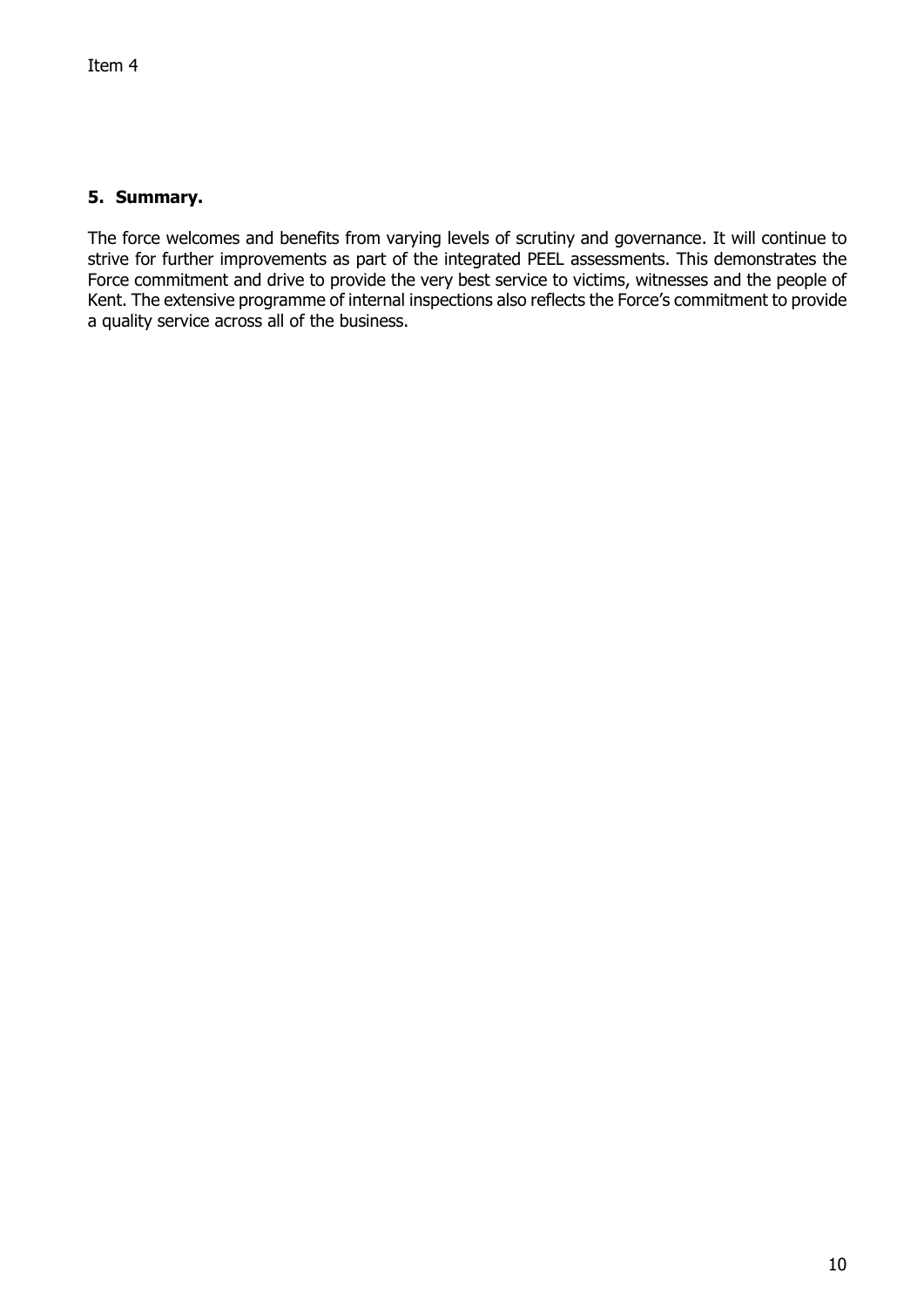## 5. Summary.

The force welcomes and benefits from varying levels of scrutiny and governance. It will continue to strive for further improvements as part of the integrated PEEL assessments. This demonstrates the Force commitment and drive to provide the very best service to victims, witnesses and the people of Kent. The extensive programme of internal inspections also reflects the Force's commitment to provide a quality service across all of the business.